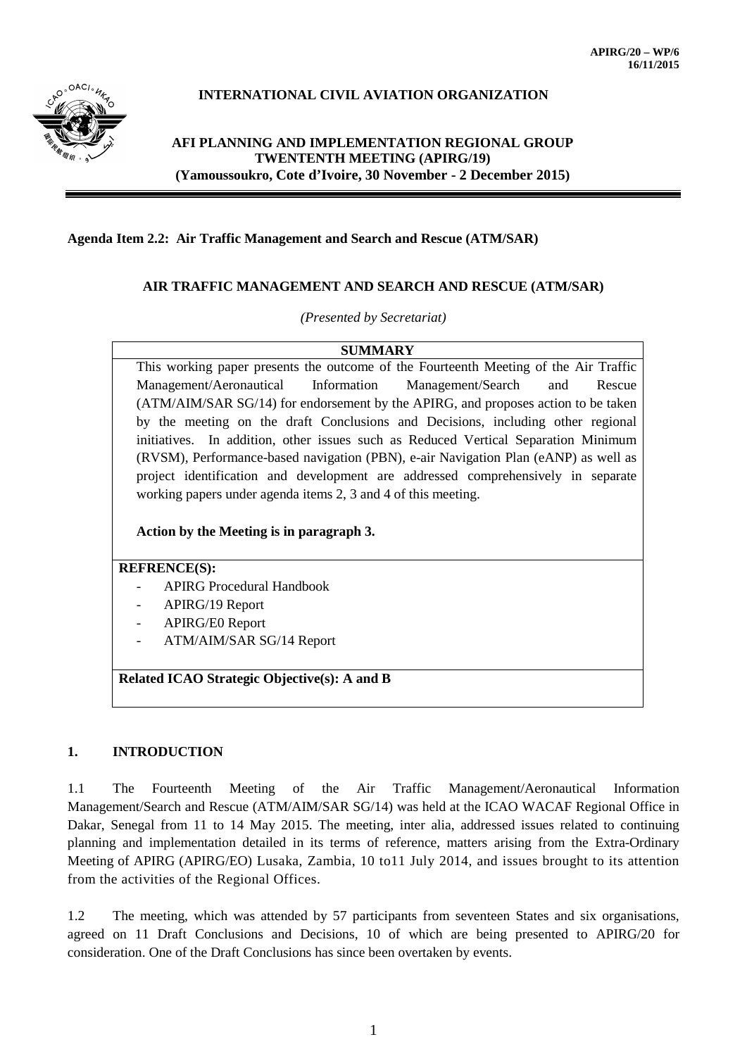APIRG/20 – WP/6
16/11/2015

**INTERNATIONAL CIVIL AVIATION ORGANIZATION**

**AFI PLANNING AND IMPLEMENTATION REGIONAL GROUP**
**TWENTENTH MEETING (APIRG/19)**
**(Yamoussoukro, Cote d'Ivoire, 30 November - 2 December 2015)**

---

**Agenda Item 2.2: Air Traffic Management and Search and Rescue (ATM/SAR)**

**AIR TRAFFIC MANAGEMENT AND SEARCH AND RESCUE (ATM/SAR)**

*(Presented by Secretariat)*

| **SUMMARY** |
|---|
| This working paper presents the outcome of the Fourteenth Meeting of the Air Traffic Management/Aeronautical Information Management/Search and Rescue (ATM/AIM/SAR SG/14) for endorsement by the APIRG, and proposes action to be taken by the meeting on the draft Conclusions and Decisions, including other regional initiatives. In addition, other issues such as Reduced Vertical Separation Minimum (RVSM), Performance-based navigation (PBN), e-air Navigation Plan (eANP) as well as project identification and development are addressed comprehensively in separate working papers under agenda items 2, 3 and 4 of this meeting.<br><br>**Action by the Meeting is in paragraph 3.** |
| **REFRENCE(S):**<br>- APIRG Procedural Handbook<br>- APIRG/19 Report<br>- APIRG/E0 Report<br>- ATM/AIM/SAR SG/14 Report |
| **Related ICAO Strategic Objective(s): A and B** |

## 1. INTRODUCTION

1.1 The Fourteenth Meeting of the Air Traffic Management/Aeronautical Information Management/Search and Rescue (ATM/AIM/SAR SG/14) was held at the ICAO WACAF Regional Office in Dakar, Senegal from 11 to 14 May 2015. The meeting, inter alia, addressed issues related to continuing planning and implementation detailed in its terms of reference, matters arising from the Extra-Ordinary Meeting of APIRG (APIRG/EO) Lusaka, Zambia, 10 to11 July 2014, and issues brought to its attention from the activities of the Regional Offices.

1.2 The meeting, which was attended by 57 participants from seventeen States and six organisations, agreed on 11 Draft Conclusions and Decisions, 10 of which are being presented to APIRG/20 for consideration. One of the Draft Conclusions has since been overtaken by events.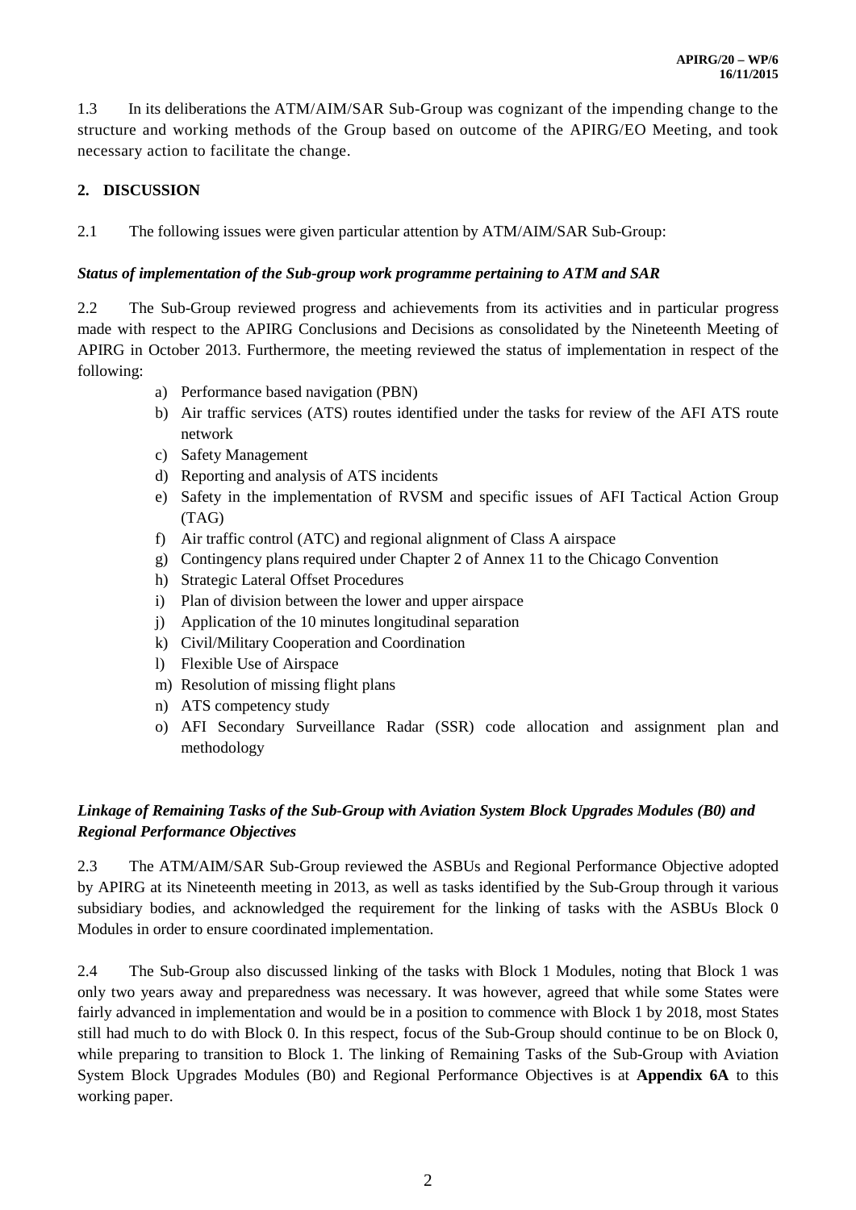1.3 In its deliberations the ATM/AIM/SAR Sub-Group was cognizant of the impending change to the structure and working methods of the Group based on outcome of the APIRG/EO Meeting, and took necessary action to facilitate the change.

## 2. DISCUSSION

2.1 The following issues were given particular attention by ATM/AIM/SAR Sub-Group:

***Status of implementation of the Sub-group work programme pertaining to ATM and SAR***

2.2 The Sub-Group reviewed progress and achievements from its activities and in particular progress made with respect to the APIRG Conclusions and Decisions as consolidated by the Nineteenth Meeting of APIRG in October 2013. Furthermore, the meeting reviewed the status of implementation in respect of the following:

a) Performance based navigation (PBN)
b) Air traffic services (ATS) routes identified under the tasks for review of the AFI ATS route network
c) Safety Management
d) Reporting and analysis of ATS incidents
e) Safety in the implementation of RVSM and specific issues of AFI Tactical Action Group (TAG)
f) Air traffic control (ATC) and regional alignment of Class A airspace
g) Contingency plans required under Chapter 2 of Annex 11 to the Chicago Convention
h) Strategic Lateral Offset Procedures
i) Plan of division between the lower and upper airspace
j) Application of the 10 minutes longitudinal separation
k) Civil/Military Cooperation and Coordination
l) Flexible Use of Airspace
m) Resolution of missing flight plans
n) ATS competency study
o) AFI Secondary Surveillance Radar (SSR) code allocation and assignment plan and methodology

***Linkage of Remaining Tasks of the Sub-Group with Aviation System Block Upgrades Modules (B0) and Regional Performance Objectives***

2.3 The ATM/AIM/SAR Sub-Group reviewed the ASBUs and Regional Performance Objective adopted by APIRG at its Nineteenth meeting in 2013, as well as tasks identified by the Sub-Group through it various subsidiary bodies, and acknowledged the requirement for the linking of tasks with the ASBUs Block 0 Modules in order to ensure coordinated implementation.

2.4 The Sub-Group also discussed linking of the tasks with Block 1 Modules, noting that Block 1 was only two years away and preparedness was necessary. It was however, agreed that while some States were fairly advanced in implementation and would be in a position to commence with Block 1 by 2018, most States still had much to do with Block 0. In this respect, focus of the Sub-Group should continue to be on Block 0, while preparing to transition to Block 1. The linking of Remaining Tasks of the Sub-Group with Aviation System Block Upgrades Modules (B0) and Regional Performance Objectives is at **Appendix 6A** to this working paper.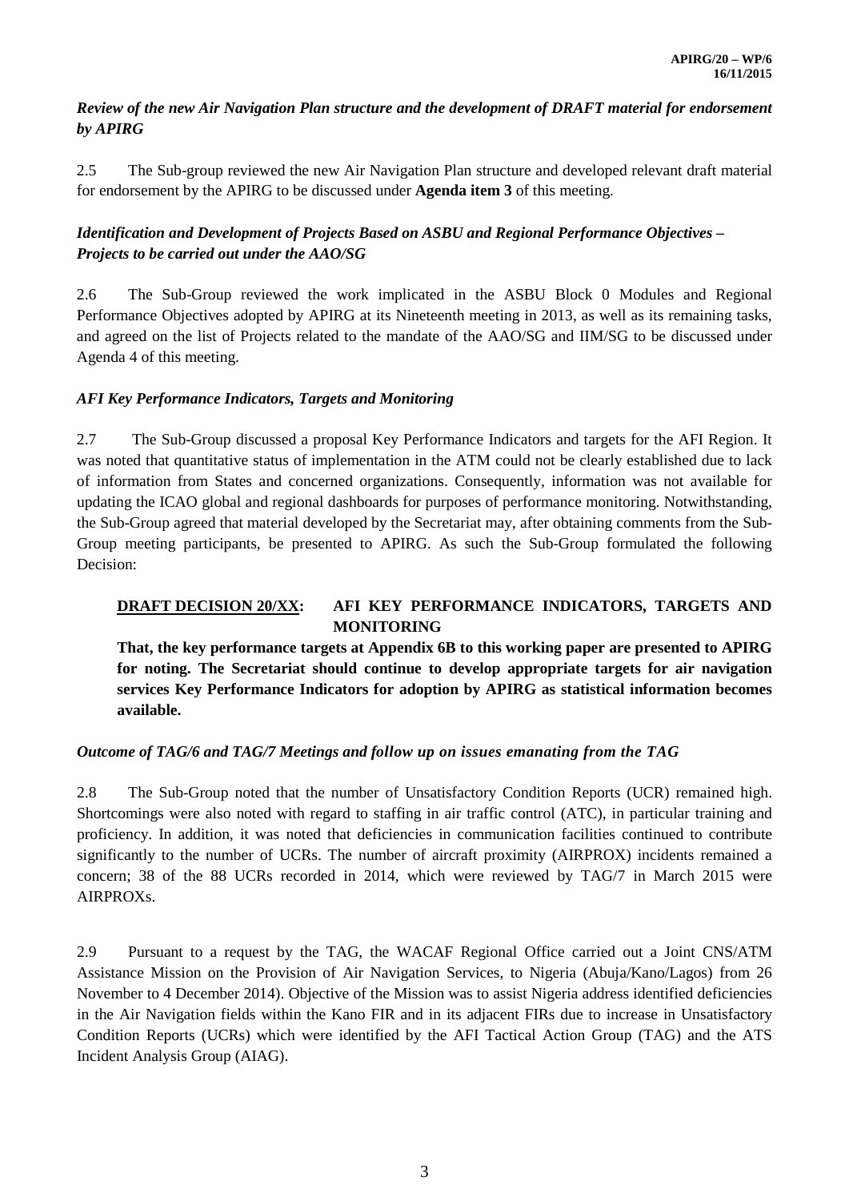*Review of the new Air Navigation Plan structure and the development of DRAFT material for endorsement by APIRG*

2.5 The Sub-group reviewed the new Air Navigation Plan structure and developed relevant draft material for endorsement by the APIRG to be discussed under **Agenda item 3** of this meeting.

*Identification and Development of Projects Based on ASBU and Regional Performance Objectives – Projects to be carried out under the AAO/SG*

2.6 The Sub-Group reviewed the work implicated in the ASBU Block 0 Modules and Regional Performance Objectives adopted by APIRG at its Nineteenth meeting in 2013, as well as its remaining tasks, and agreed on the list of Projects related to the mandate of the AAO/SG and IIM/SG to be discussed under Agenda 4 of this meeting.

*AFI Key Performance Indicators, Targets and Monitoring*

2.7 The Sub-Group discussed a proposal Key Performance Indicators and targets for the AFI Region. It was noted that quantitative status of implementation in the ATM could not be clearly established due to lack of information from States and concerned organizations. Consequently, information was not available for updating the ICAO global and regional dashboards for purposes of performance monitoring. Notwithstanding, the Sub-Group agreed that material developed by the Secretariat may, after obtaining comments from the Sub-Group meeting participants, be presented to APIRG. As such the Sub-Group formulated the following Decision:

**DRAFT DECISION 20/XX: AFI KEY PERFORMANCE INDICATORS, TARGETS AND MONITORING**

**That, the key performance targets at Appendix 6B to this working paper are presented to APIRG for noting. The Secretariat should continue to develop appropriate targets for air navigation services Key Performance Indicators for adoption by APIRG as statistical information becomes available.**

*Outcome of TAG/6 and TAG/7 Meetings and follow up on issues emanating from the TAG*

2.8 The Sub-Group noted that the number of Unsatisfactory Condition Reports (UCR) remained high. Shortcomings were also noted with regard to staffing in air traffic control (ATC), in particular training and proficiency. In addition, it was noted that deficiencies in communication facilities continued to contribute significantly to the number of UCRs. The number of aircraft proximity (AIRPROX) incidents remained a concern; 38 of the 88 UCRs recorded in 2014, which were reviewed by TAG/7 in March 2015 were AIRPROXs.

2.9 Pursuant to a request by the TAG, the WACAF Regional Office carried out a Joint CNS/ATM Assistance Mission on the Provision of Air Navigation Services, to Nigeria (Abuja/Kano/Lagos) from 26 November to 4 December 2014). Objective of the Mission was to assist Nigeria address identified deficiencies in the Air Navigation fields within the Kano FIR and in its adjacent FIRs due to increase in Unsatisfactory Condition Reports (UCRs) which were identified by the AFI Tactical Action Group (TAG) and the ATS Incident Analysis Group (AIAG).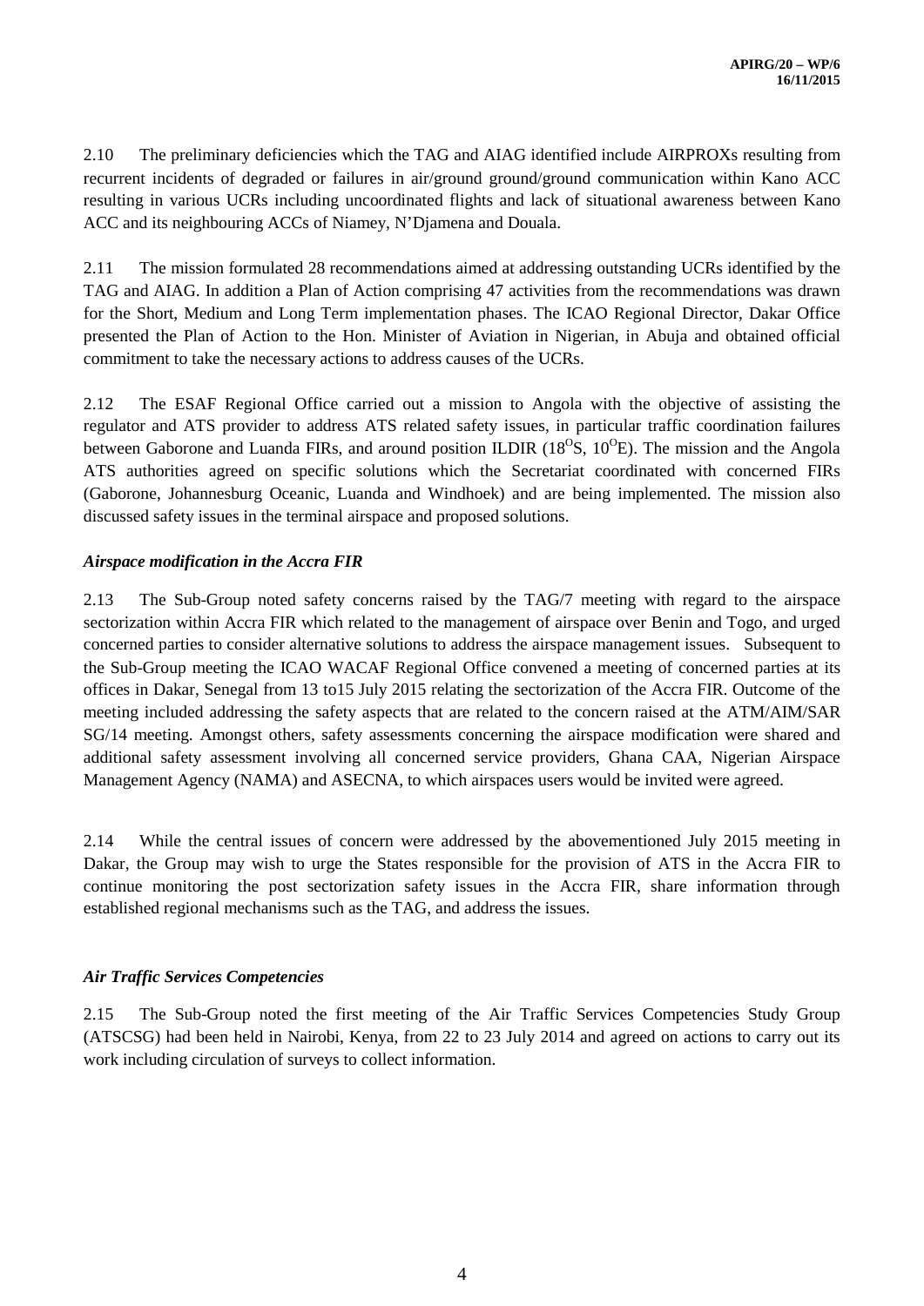2.10 The preliminary deficiencies which the TAG and AIAG identified include AIRPROXs resulting from recurrent incidents of degraded or failures in air/ground ground/ground communication within Kano ACC resulting in various UCRs including uncoordinated flights and lack of situational awareness between Kano ACC and its neighbouring ACCs of Niamey, N'Djamena and Douala.

2.11 The mission formulated 28 recommendations aimed at addressing outstanding UCRs identified by the TAG and AIAG. In addition a Plan of Action comprising 47 activities from the recommendations was drawn for the Short, Medium and Long Term implementation phases. The ICAO Regional Director, Dakar Office presented the Plan of Action to the Hon. Minister of Aviation in Nigerian, in Abuja and obtained official commitment to take the necessary actions to address causes of the UCRs.

2.12 The ESAF Regional Office carried out a mission to Angola with the objective of assisting the regulator and ATS provider to address ATS related safety issues, in particular traffic coordination failures between Gaborone and Luanda FIRs, and around position ILDIR ($18^{O}$S, $10^{O}$E). The mission and the Angola ATS authorities agreed on specific solutions which the Secretariat coordinated with concerned FIRs (Gaborone, Johannesburg Oceanic, Luanda and Windhoek) and are being implemented. The mission also discussed safety issues in the terminal airspace and proposed solutions.

***Airspace modification in the Accra FIR***

2.13 The Sub-Group noted safety concerns raised by the TAG/7 meeting with regard to the airspace sectorization within Accra FIR which related to the management of airspace over Benin and Togo, and urged concerned parties to consider alternative solutions to address the airspace management issues. Subsequent to the Sub-Group meeting the ICAO WACAF Regional Office convened a meeting of concerned parties at its offices in Dakar, Senegal from 13 to15 July 2015 relating the sectorization of the Accra FIR. Outcome of the meeting included addressing the safety aspects that are related to the concern raised at the ATM/AIM/SAR SG/14 meeting. Amongst others, safety assessments concerning the airspace modification were shared and additional safety assessment involving all concerned service providers, Ghana CAA, Nigerian Airspace Management Agency (NAMA) and ASECNA, to which airspaces users would be invited were agreed.

2.14 While the central issues of concern were addressed by the abovementioned July 2015 meeting in Dakar, the Group may wish to urge the States responsible for the provision of ATS in the Accra FIR to continue monitoring the post sectorization safety issues in the Accra FIR, share information through established regional mechanisms such as the TAG, and address the issues.

***Air Traffic Services Competencies***

2.15 The Sub-Group noted the first meeting of the Air Traffic Services Competencies Study Group (ATSCSG) had been held in Nairobi, Kenya, from 22 to 23 July 2014 and agreed on actions to carry out its work including circulation of surveys to collect information.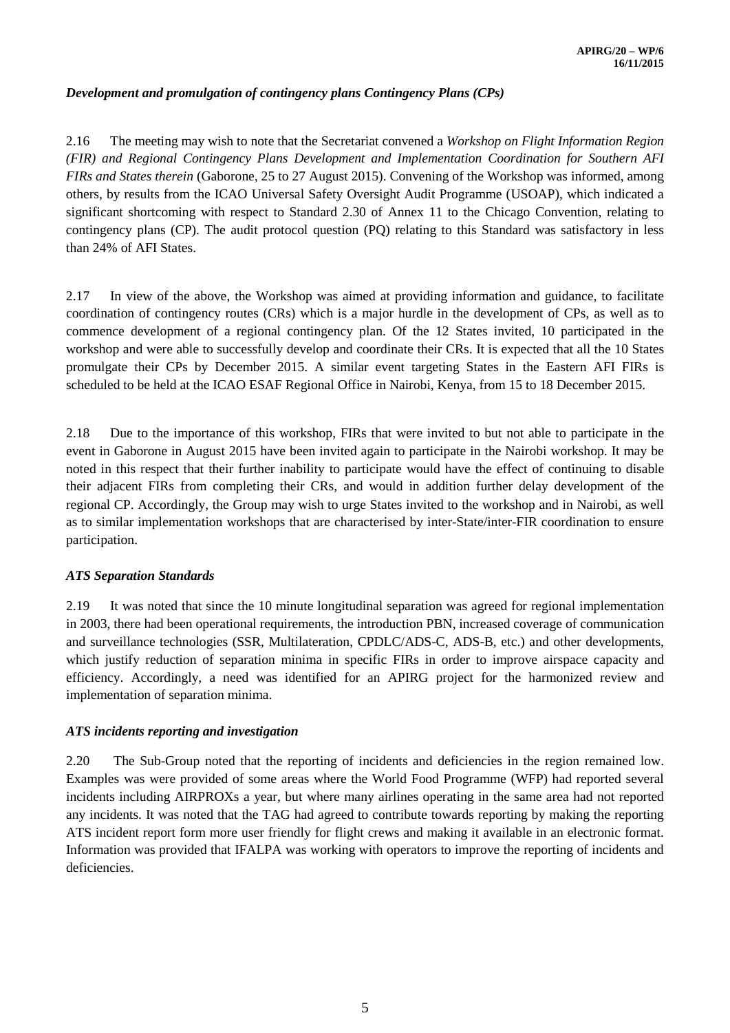*Development and promulgation of contingency plans Contingency Plans (CPs)*

2.16 The meeting may wish to note that the Secretariat convened a *Workshop on Flight Information Region (FIR) and Regional Contingency Plans Development and Implementation Coordination for Southern AFI FIRs and States therein* (Gaborone, 25 to 27 August 2015). Convening of the Workshop was informed, among others, by results from the ICAO Universal Safety Oversight Audit Programme (USOAP), which indicated a significant shortcoming with respect to Standard 2.30 of Annex 11 to the Chicago Convention, relating to contingency plans (CP). The audit protocol question (PQ) relating to this Standard was satisfactory in less than 24% of AFI States.

2.17 In view of the above, the Workshop was aimed at providing information and guidance, to facilitate coordination of contingency routes (CRs) which is a major hurdle in the development of CPs, as well as to commence development of a regional contingency plan. Of the 12 States invited, 10 participated in the workshop and were able to successfully develop and coordinate their CRs. It is expected that all the 10 States promulgate their CPs by December 2015. A similar event targeting States in the Eastern AFI FIRs is scheduled to be held at the ICAO ESAF Regional Office in Nairobi, Kenya, from 15 to 18 December 2015.

2.18 Due to the importance of this workshop, FIRs that were invited to but not able to participate in the event in Gaborone in August 2015 have been invited again to participate in the Nairobi workshop. It may be noted in this respect that their further inability to participate would have the effect of continuing to disable their adjacent FIRs from completing their CRs, and would in addition further delay development of the regional CP. Accordingly, the Group may wish to urge States invited to the workshop and in Nairobi, as well as to similar implementation workshops that are characterised by inter-State/inter-FIR coordination to ensure participation.

*ATS Separation Standards*

2.19 It was noted that since the 10 minute longitudinal separation was agreed for regional implementation in 2003, there had been operational requirements, the introduction PBN, increased coverage of communication and surveillance technologies (SSR, Multilateration, CPDLC/ADS-C, ADS-B, etc.) and other developments, which justify reduction of separation minima in specific FIRs in order to improve airspace capacity and efficiency. Accordingly, a need was identified for an APIRG project for the harmonized review and implementation of separation minima.

*ATS incidents reporting and investigation*

2.20 The Sub-Group noted that the reporting of incidents and deficiencies in the region remained low. Examples was were provided of some areas where the World Food Programme (WFP) had reported several incidents including AIRPROXs a year, but where many airlines operating in the same area had not reported any incidents. It was noted that the TAG had agreed to contribute towards reporting by making the reporting ATS incident report form more user friendly for flight crews and making it available in an electronic format. Information was provided that IFALPA was working with operators to improve the reporting of incidents and deficiencies.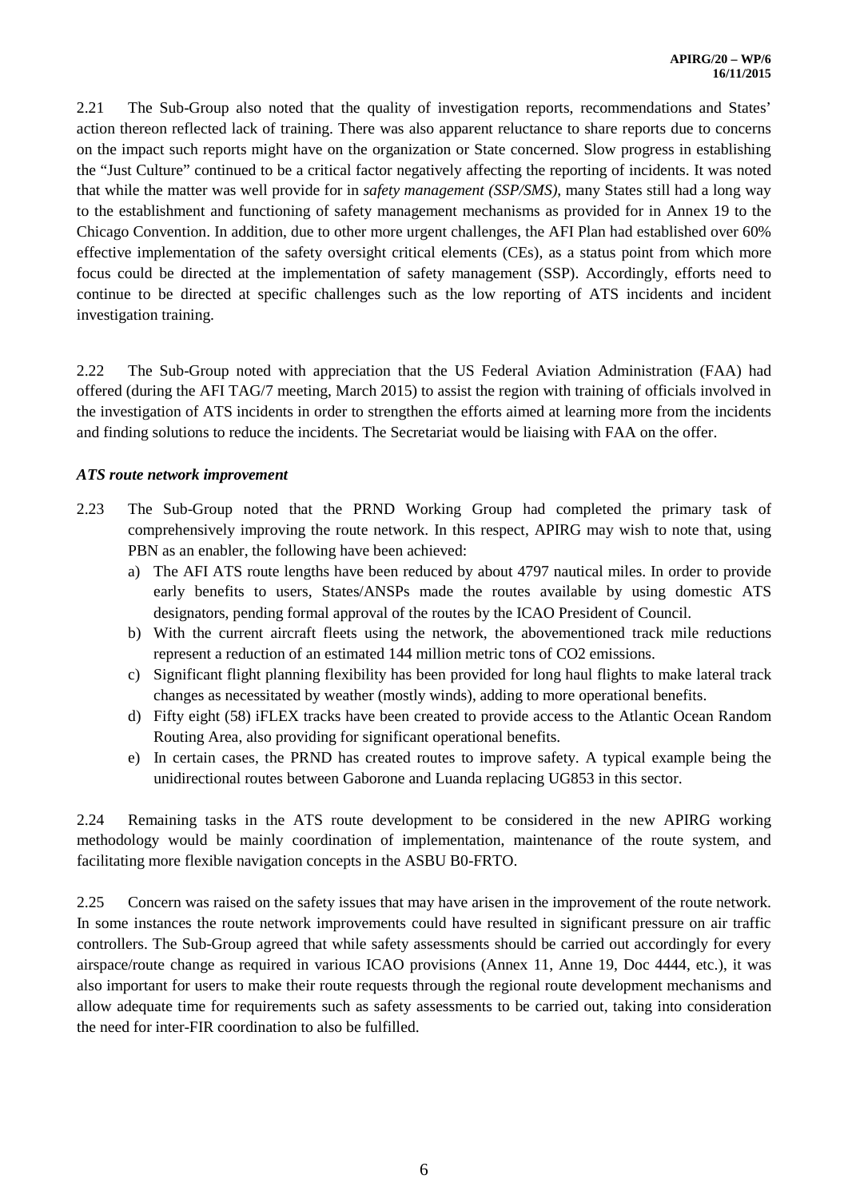2.21 The Sub-Group also noted that the quality of investigation reports, recommendations and States' action thereon reflected lack of training. There was also apparent reluctance to share reports due to concerns on the impact such reports might have on the organization or State concerned. Slow progress in establishing the "Just Culture" continued to be a critical factor negatively affecting the reporting of incidents. It was noted that while the matter was well provide for in *safety management (SSP/SMS)*, many States still had a long way to the establishment and functioning of safety management mechanisms as provided for in Annex 19 to the Chicago Convention. In addition, due to other more urgent challenges, the AFI Plan had established over 60% effective implementation of the safety oversight critical elements (CEs), as a status point from which more focus could be directed at the implementation of safety management (SSP). Accordingly, efforts need to continue to be directed at specific challenges such as the low reporting of ATS incidents and incident investigation training.

2.22 The Sub-Group noted with appreciation that the US Federal Aviation Administration (FAA) had offered (during the AFI TAG/7 meeting, March 2015) to assist the region with training of officials involved in the investigation of ATS incidents in order to strengthen the efforts aimed at learning more from the incidents and finding solutions to reduce the incidents. The Secretariat would be liaising with FAA on the offer.

***ATS route network improvement***

2.23 The Sub-Group noted that the PRND Working Group had completed the primary task of comprehensively improving the route network. In this respect, APIRG may wish to note that, using PBN as an enabler, the following have been achieved:

a) The AFI ATS route lengths have been reduced by about 4797 nautical miles. In order to provide early benefits to users, States/ANSPs made the routes available by using domestic ATS designators, pending formal approval of the routes by the ICAO President of Council.
b) With the current aircraft fleets using the network, the abovementioned track mile reductions represent a reduction of an estimated 144 million metric tons of $CO_2$ emissions.
c) Significant flight planning flexibility has been provided for long haul flights to make lateral track changes as necessitated by weather (mostly winds), adding to more operational benefits.
d) Fifty eight (58) iFLEX tracks have been created to provide access to the Atlantic Ocean Random Routing Area, also providing for significant operational benefits.
e) In certain cases, the PRND has created routes to improve safety. A typical example being the unidirectional routes between Gaborone and Luanda replacing UG853 in this sector.

2.24 Remaining tasks in the ATS route development to be considered in the new APIRG working methodology would be mainly coordination of implementation, maintenance of the route system, and facilitating more flexible navigation concepts in the ASBU B0-FRTO.

2.25 Concern was raised on the safety issues that may have arisen in the improvement of the route network. In some instances the route network improvements could have resulted in significant pressure on air traffic controllers. The Sub-Group agreed that while safety assessments should be carried out accordingly for every airspace/route change as required in various ICAO provisions (Annex 11, Anne 19, Doc 4444, etc.), it was also important for users to make their route requests through the regional route development mechanisms and allow adequate time for requirements such as safety assessments to be carried out, taking into consideration the need for inter-FIR coordination to also be fulfilled.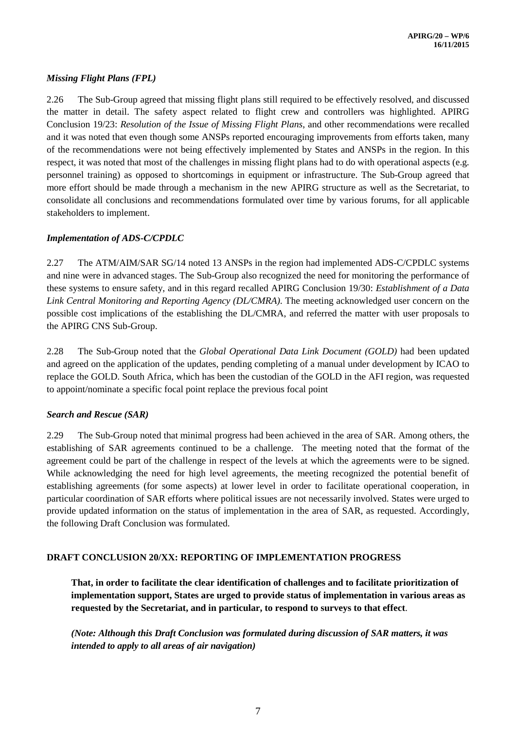### *Missing Flight Plans (FPL)*

2.26 The Sub-Group agreed that missing flight plans still required to be effectively resolved, and discussed the matter in detail. The safety aspect related to flight crew and controllers was highlighted. APIRG Conclusion 19/23: *Resolution of the Issue of Missing Flight Plans*, and other recommendations were recalled and it was noted that even though some ANSPs reported encouraging improvements from efforts taken, many of the recommendations were not being effectively implemented by States and ANSPs in the region. In this respect, it was noted that most of the challenges in missing flight plans had to do with operational aspects (e.g. personnel training) as opposed to shortcomings in equipment or infrastructure. The Sub-Group agreed that more effort should be made through a mechanism in the new APIRG structure as well as the Secretariat, to consolidate all conclusions and recommendations formulated over time by various forums, for all applicable stakeholders to implement.

### *Implementation of ADS-C/CPDLC*

2.27 The ATM/AIM/SAR SG/14 noted 13 ANSPs in the region had implemented ADS-C/CPDLC systems and nine were in advanced stages. The Sub-Group also recognized the need for monitoring the performance of these systems to ensure safety, and in this regard recalled APIRG Conclusion 19/30: *Establishment of a Data Link Central Monitoring and Reporting Agency (DL/CMRA)*. The meeting acknowledged user concern on the possible cost implications of the establishing the DL/CMRA, and referred the matter with user proposals to the APIRG CNS Sub-Group.

2.28 The Sub-Group noted that the *Global Operational Data Link Document (GOLD)* had been updated and agreed on the application of the updates, pending completing of a manual under development by ICAO to replace the GOLD. South Africa, which has been the custodian of the GOLD in the AFI region, was requested to appoint/nominate a specific focal point replace the previous focal point

### *Search and Rescue (SAR)*

2.29 The Sub-Group noted that minimal progress had been achieved in the area of SAR. Among others, the establishing of SAR agreements continued to be a challenge. The meeting noted that the format of the agreement could be part of the challenge in respect of the levels at which the agreements were to be signed. While acknowledging the need for high level agreements, the meeting recognized the potential benefit of establishing agreements (for some aspects) at lower level in order to facilitate operational cooperation, in particular coordination of SAR efforts where political issues are not necessarily involved. States were urged to provide updated information on the status of implementation in the area of SAR, as requested. Accordingly, the following Draft Conclusion was formulated.

**DRAFT CONCLUSION 20/XX: REPORTING OF IMPLEMENTATION PROGRESS**

> **That, in order to facilitate the clear identification of challenges and to facilitate prioritization of implementation support, States are urged to provide status of implementation in various areas as requested by the Secretariat, and in particular, to respond to surveys to that effect**.
>
> ***(Note: Although this Draft Conclusion was formulated during discussion of SAR matters, it was intended to apply to all areas of air navigation)***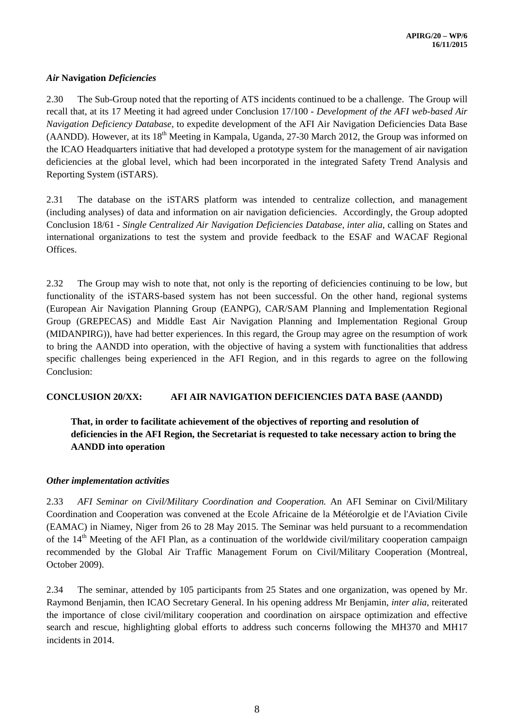### *Air* **Navigation** *Deficiencies*

2.30 The Sub-Group noted that the reporting of ATS incidents continued to be a challenge. The Group will recall that, at its 17 Meeting it had agreed under Conclusion 17/100 - *Development of the AFI web-based Air Navigation Deficiency Database*, to expedite development of the AFI Air Navigation Deficiencies Data Base (AANDD). However, at its 18th Meeting in Kampala, Uganda, 27-30 March 2012, the Group was informed on the ICAO Headquarters initiative that had developed a prototype system for the management of air navigation deficiencies at the global level, which had been incorporated in the integrated Safety Trend Analysis and Reporting System (iSTARS).

2.31 The database on the iSTARS platform was intended to centralize collection, and management (including analyses) of data and information on air navigation deficiencies. Accordingly, the Group adopted Conclusion 18/61 - *Single Centralized Air Navigation Deficiencies Database*, *inter alia*, calling on States and international organizations to test the system and provide feedback to the ESAF and WACAF Regional Offices.

2.32 The Group may wish to note that, not only is the reporting of deficiencies continuing to be low, but functionality of the iSTARS-based system has not been successful. On the other hand, regional systems (European Air Navigation Planning Group (EANPG), CAR/SAM Planning and Implementation Regional Group (GREPECAS) and Middle East Air Navigation Planning and Implementation Regional Group (MIDANPIRG)), have had better experiences. In this regard, the Group may agree on the resumption of work to bring the AANDD into operation, with the objective of having a system with functionalities that address specific challenges being experienced in the AFI Region, and in this regards to agree on the following Conclusion:

**CONCLUSION 20/XX: AFI AIR NAVIGATION DEFICIENCIES DATA BASE (AANDD)**

> **That, in order to facilitate achievement of the objectives of reporting and resolution of deficiencies in the AFI Region, the Secretariat is requested to take necessary action to bring the AANDD into operation**

### *Other implementation activities*

2.33 *AFI Seminar on Civil/Military Coordination and Cooperation.* An AFI Seminar on Civil/Military Coordination and Cooperation was convened at the Ecole Africaine de la Météorolgie et de l'Aviation Civile (EAMAC) in Niamey, Niger from 26 to 28 May 2015. The Seminar was held pursuant to a recommendation of the 14th Meeting of the AFI Plan, as a continuation of the worldwide civil/military cooperation campaign recommended by the Global Air Traffic Management Forum on Civil/Military Cooperation (Montreal, October 2009).

2.34 The seminar, attended by 105 participants from 25 States and one organization, was opened by Mr. Raymond Benjamin, then ICAO Secretary General. In his opening address Mr Benjamin, *inter alia*, reiterated the importance of close civil/military cooperation and coordination on airspace optimization and effective search and rescue, highlighting global efforts to address such concerns following the MH370 and MH17 incidents in 2014.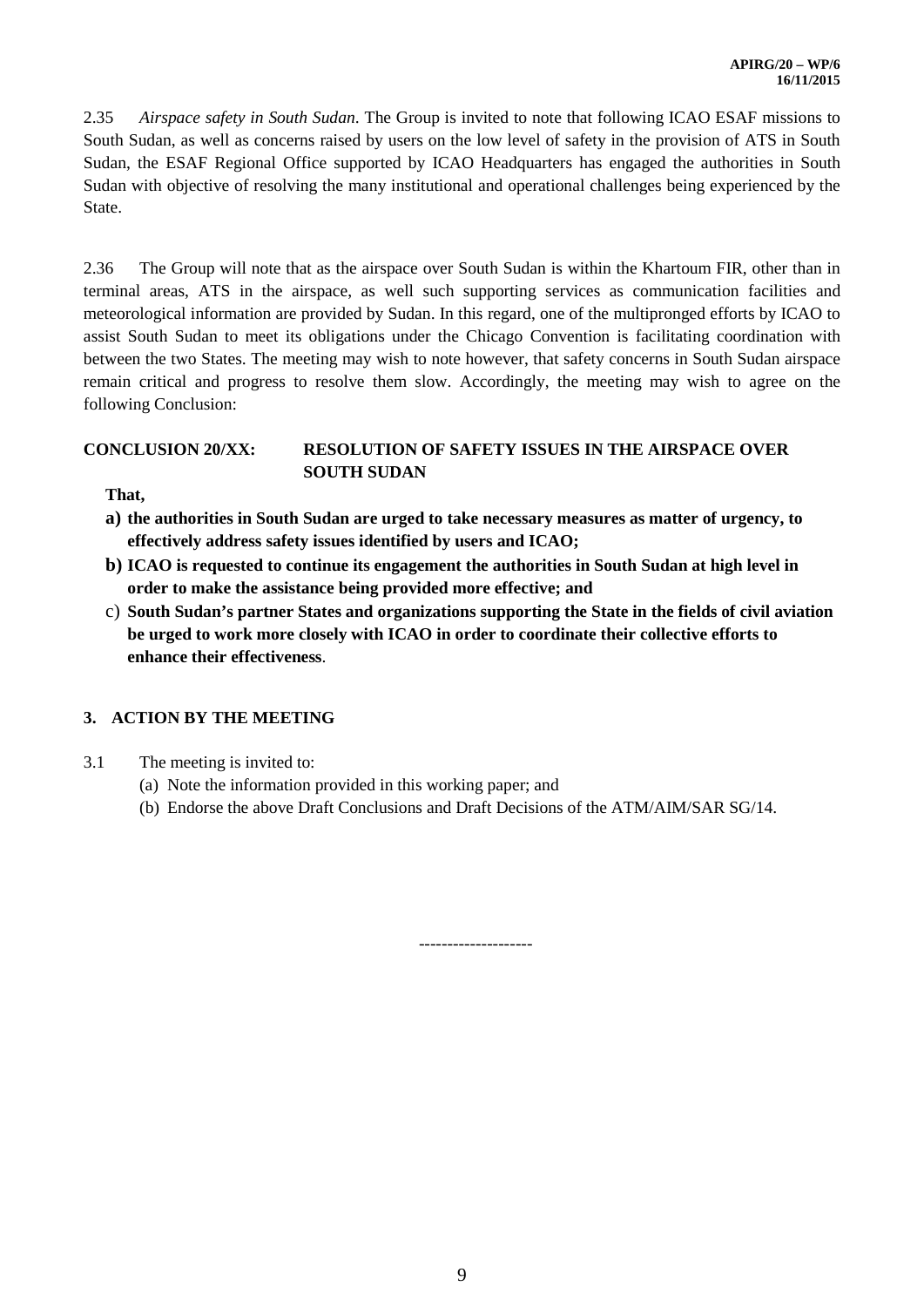2.35 *Airspace safety in South Sudan*. The Group is invited to note that following ICAO ESAF missions to South Sudan, as well as concerns raised by users on the low level of safety in the provision of ATS in South Sudan, the ESAF Regional Office supported by ICAO Headquarters has engaged the authorities in South Sudan with objective of resolving the many institutional and operational challenges being experienced by the State.

2.36 The Group will note that as the airspace over South Sudan is within the Khartoum FIR, other than in terminal areas, ATS in the airspace, as well such supporting services as communication facilities and meteorological information are provided by Sudan. In this regard, one of the multipronged efforts by ICAO to assist South Sudan to meet its obligations under the Chicago Convention is facilitating coordination with between the two States. The meeting may wish to note however, that safety concerns in South Sudan airspace remain critical and progress to resolve them slow. Accordingly, the meeting may wish to agree on the following Conclusion:

**CONCLUSION 20/XX: RESOLUTION OF SAFETY ISSUES IN THE AIRSPACE OVER SOUTH SUDAN**

**That,**

**a) the authorities in South Sudan are urged to take necessary measures as matter of urgency, to effectively address safety issues identified by users and ICAO;**

**b) ICAO is requested to continue its engagement the authorities in South Sudan at high level in order to make the assistance being provided more effective; and**

c) **South Sudan's partner States and organizations supporting the State in the fields of civil aviation be urged to work more closely with ICAO in order to coordinate their collective efforts to enhance their effectiveness**.

## 3. ACTION BY THE MEETING

3.1 The meeting is invited to:

(a) Note the information provided in this working paper; and

(b) Endorse the above Draft Conclusions and Draft Decisions of the ATM/AIM/SAR SG/14.

--------------------